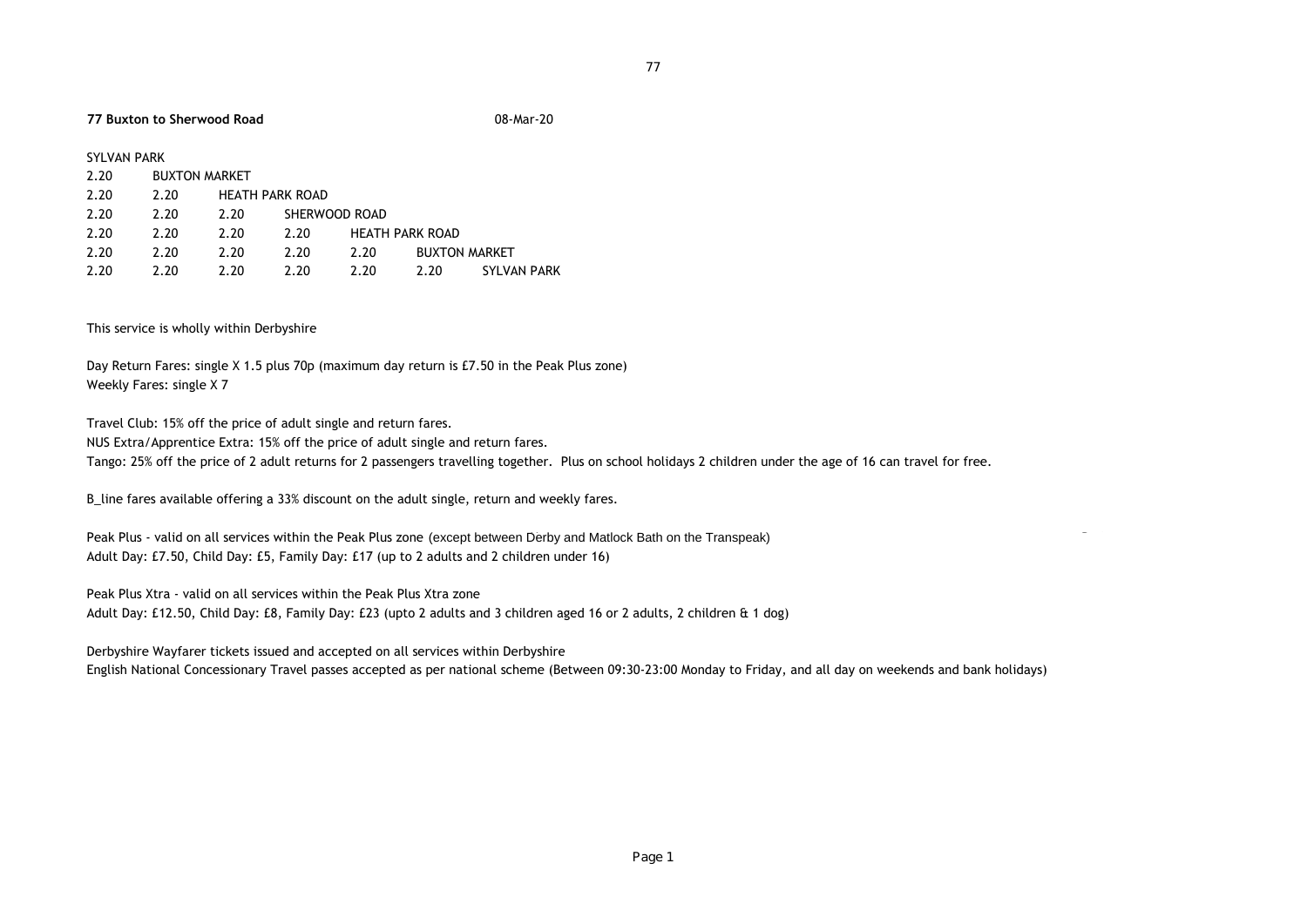**77 Buxton to Sherwood Road** 08-Mar-20

| SYLVAN PARK | | | | | | |
|---|---|---|---|---|---|---|
| 2.20 | BUXTON MARKET | | | | | |
| 2.20 | 2.20 | HEATH PARK ROAD | | | | |
| 2.20 | 2.20 | 2.20 | SHERWOOD ROAD | | | |
| 2.20 | 2.20 | 2.20 | 2.20 | HEATH PARK ROAD | | |
| 2.20 | 2.20 | 2.20 | 2.20 | 2.20 | BUXTON MARKET | |
| 2.20 | 2.20 | 2.20 | 2.20 | 2.20 | 2.20 | SYLVAN PARK |

This service is wholly within Derbyshire

Day Return Fares: single X 1.5 plus 70p (maximum day return is £7.50 in the Peak Plus zone)
Weekly Fares: single X 7

Travel Club: 15% off the price of adult single and return fares.
NUS Extra/Apprentice Extra: 15% off the price of adult single and return fares.
Tango: 25% off the price of 2 adult returns for 2 passengers travelling together. Plus on school holidays 2 children under the age of 16 can travel for free.

B_line fares available offering a 33% discount on the adult single, return and weekly fares.

Peak Plus - valid on all services within the Peak Plus zone (except between Derby and Matlock Bath on the Transpeak)
Adult Day: £7.50, Child Day: £5, Family Day: £17 (up to 2 adults and 2 children under 16)

Peak Plus Xtra - valid on all services within the Peak Plus Xtra zone
Adult Day: £12.50, Child Day: £8, Family Day: £23 (upto 2 adults and 3 children aged 16 or 2 adults, 2 children & 1 dog)

Derbyshire Wayfarer tickets issued and accepted on all services within Derbyshire
English National Concessionary Travel passes accepted as per national scheme (Between 09:30-23:00 Monday to Friday, and all day on weekends and bank holidays)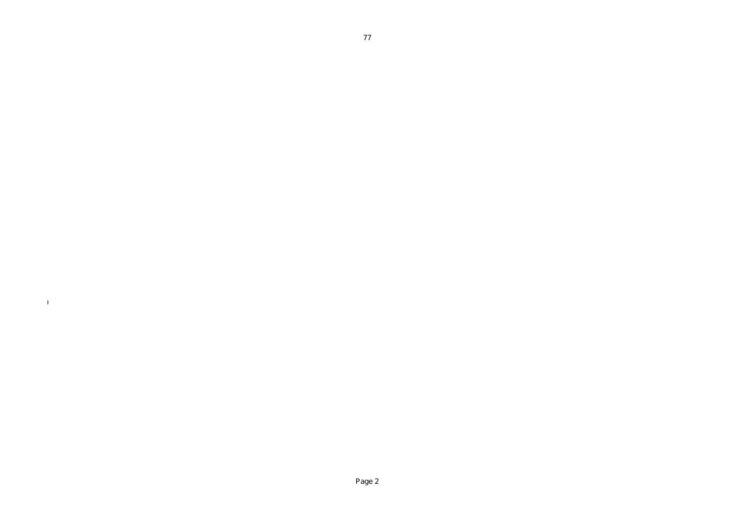77